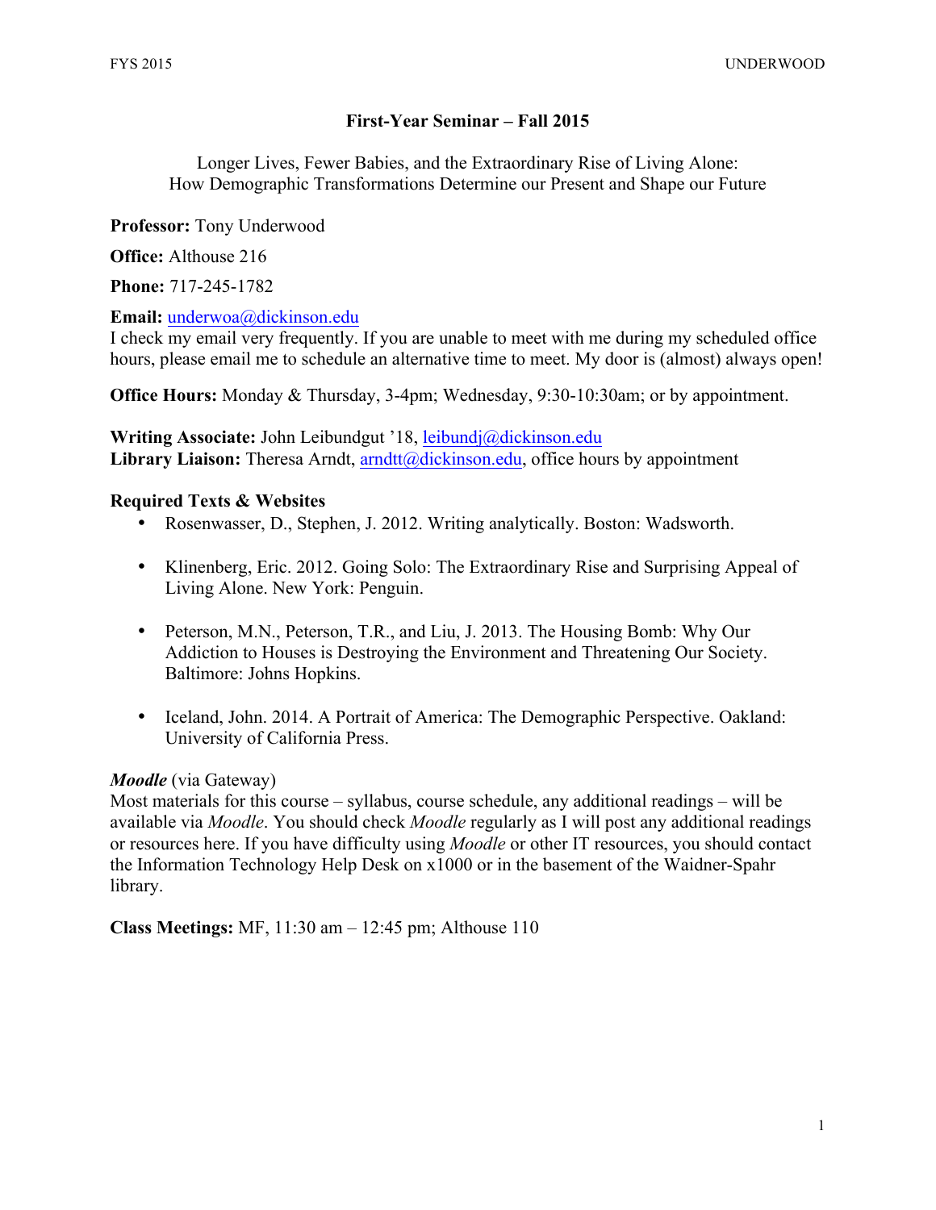# First-Year Seminar – Fall 2015

Longer Lives, Fewer Babies, and the Extraordinary Rise of Living Alone:
How Demographic Transformations Determine our Present and Shape our Future

**Professor:** Tony Underwood

**Office:** Althouse 216

**Phone:** 717-245-1782

**Email:** underwoa@dickinson.edu
I check my email very frequently. If you are unable to meet with me during my scheduled office hours, please email me to schedule an alternative time to meet. My door is (almost) always open!

**Office Hours:** Monday & Thursday, 3-4pm; Wednesday, 9:30-10:30am; or by appointment.

**Writing Associate:** John Leibundgut '18, leibundj@dickinson.edu
**Library Liaison:** Theresa Arndt, arndtt@dickinson.edu, office hours by appointment

**Required Texts & Websites**

- Rosenwasser, D., Stephen, J. 2012. Writing analytically. Boston: Wadsworth.
- Klinenberg, Eric. 2012. Going Solo: The Extraordinary Rise and Surprising Appeal of Living Alone. New York: Penguin.
- Peterson, M.N., Peterson, T.R., and Liu, J. 2013. The Housing Bomb: Why Our Addiction to Houses is Destroying the Environment and Threatening Our Society. Baltimore: Johns Hopkins.
- Iceland, John. 2014. A Portrait of America: The Demographic Perspective. Oakland: University of California Press.

***Moodle*** (via Gateway)
Most materials for this course – syllabus, course schedule, any additional readings – will be available via *Moodle*. You should check *Moodle* regularly as I will post any additional readings or resources here. If you have difficulty using *Moodle* or other IT resources, you should contact the Information Technology Help Desk on x1000 or in the basement of the Waidner-Spahr library.

**Class Meetings:** MF, 11:30 am – 12:45 pm; Althouse 110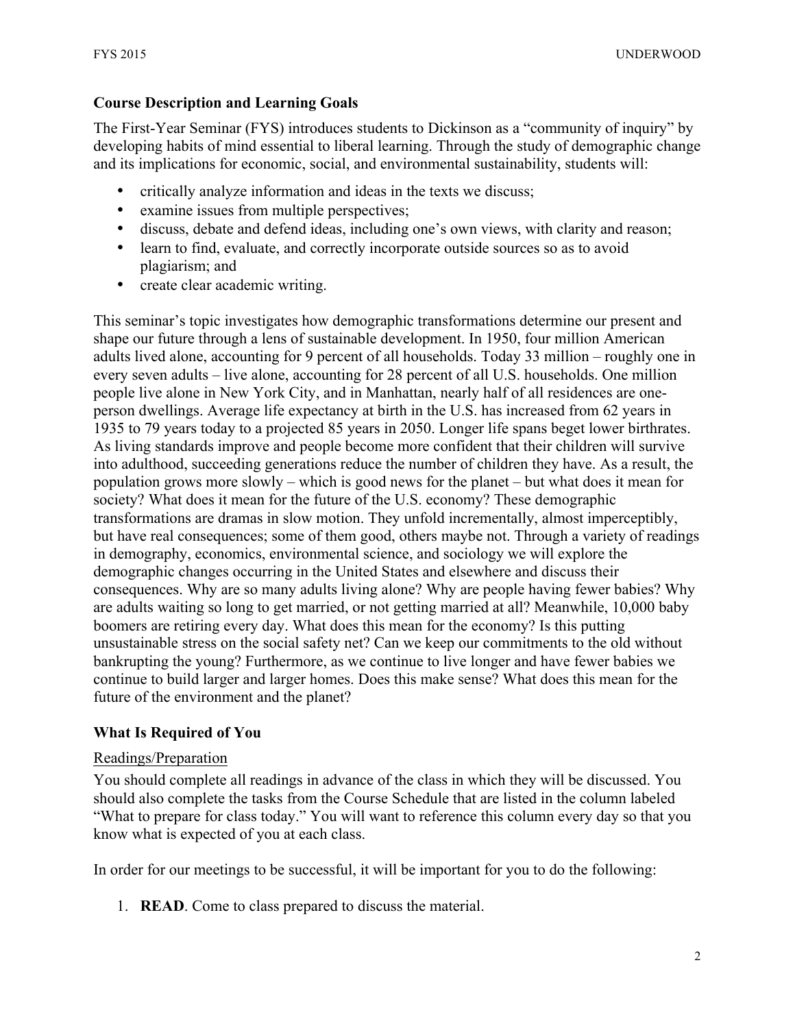## Course Description and Learning Goals

The First-Year Seminar (FYS) introduces students to Dickinson as a "community of inquiry" by developing habits of mind essential to liberal learning. Through the study of demographic change and its implications for economic, social, and environmental sustainability, students will:

- critically analyze information and ideas in the texts we discuss;
- examine issues from multiple perspectives;
- discuss, debate and defend ideas, including one's own views, with clarity and reason;
- learn to find, evaluate, and correctly incorporate outside sources so as to avoid plagiarism; and
- create clear academic writing.

This seminar's topic investigates how demographic transformations determine our present and shape our future through a lens of sustainable development. In 1950, four million American adults lived alone, accounting for 9 percent of all households. Today 33 million – roughly one in every seven adults – live alone, accounting for 28 percent of all U.S. households. One million people live alone in New York City, and in Manhattan, nearly half of all residences are one-person dwellings. Average life expectancy at birth in the U.S. has increased from 62 years in 1935 to 79 years today to a projected 85 years in 2050. Longer life spans beget lower birthrates. As living standards improve and people become more confident that their children will survive into adulthood, succeeding generations reduce the number of children they have. As a result, the population grows more slowly – which is good news for the planet – but what does it mean for society? What does it mean for the future of the U.S. economy? These demographic transformations are dramas in slow motion. They unfold incrementally, almost imperceptibly, but have real consequences; some of them good, others maybe not. Through a variety of readings in demography, economics, environmental science, and sociology we will explore the demographic changes occurring in the United States and elsewhere and discuss their consequences. Why are so many adults living alone? Why are people having fewer babies? Why are adults waiting so long to get married, or not getting married at all? Meanwhile, 10,000 baby boomers are retiring every day. What does this mean for the economy? Is this putting unsustainable stress on the social safety net? Can we keep our commitments to the old without bankrupting the young? Furthermore, as we continue to live longer and have fewer babies we continue to build larger and larger homes. Does this make sense? What does this mean for the future of the environment and the planet?

## What Is Required of You

### Readings/Preparation

You should complete all readings in advance of the class in which they will be discussed. You should also complete the tasks from the Course Schedule that are listed in the column labeled "What to prepare for class today." You will want to reference this column every day so that you know what is expected of you at each class.

In order for our meetings to be successful, it will be important for you to do the following:

1. **READ**. Come to class prepared to discuss the material.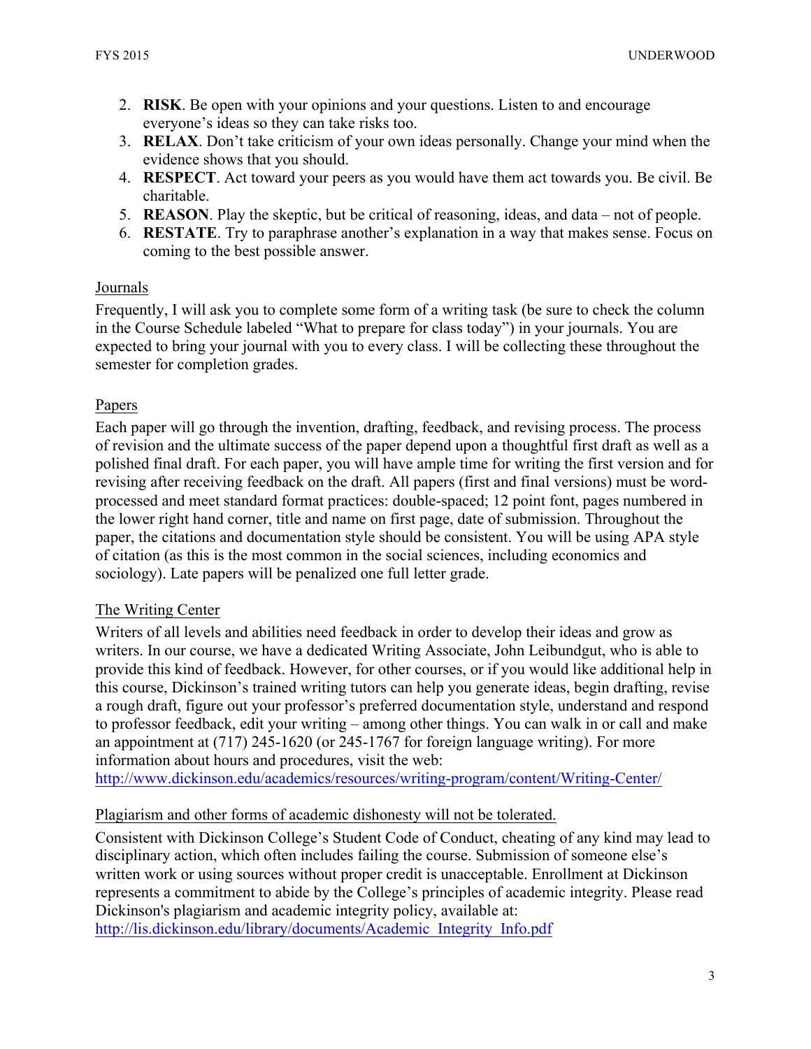2. **RISK**. Be open with your opinions and your questions. Listen to and encourage everyone's ideas so they can take risks too.
3. **RELAX**. Don't take criticism of your own ideas personally. Change your mind when the evidence shows that you should.
4. **RESPECT**. Act toward your peers as you would have them act towards you. Be civil. Be charitable.
5. **REASON**. Play the skeptic, but be critical of reasoning, ideas, and data – not of people.
6. **RESTATE**. Try to paraphrase another's explanation in a way that makes sense. Focus on coming to the best possible answer.

## Journals

Frequently, I will ask you to complete some form of a writing task (be sure to check the column in the Course Schedule labeled "What to prepare for class today") in your journals. You are expected to bring your journal with you to every class. I will be collecting these throughout the semester for completion grades.

## Papers

Each paper will go through the invention, drafting, feedback, and revising process. The process of revision and the ultimate success of the paper depend upon a thoughtful first draft as well as a polished final draft. For each paper, you will have ample time for writing the first version and for revising after receiving feedback on the draft. All papers (first and final versions) must be word-processed and meet standard format practices: double-spaced; 12 point font, pages numbered in the lower right hand corner, title and name on first page, date of submission. Throughout the paper, the citations and documentation style should be consistent. You will be using APA style of citation (as this is the most common in the social sciences, including economics and sociology). Late papers will be penalized one full letter grade.

## The Writing Center

Writers of all levels and abilities need feedback in order to develop their ideas and grow as writers. In our course, we have a dedicated Writing Associate, John Leibundgut, who is able to provide this kind of feedback. However, for other courses, or if you would like additional help in this course, Dickinson's trained writing tutors can help you generate ideas, begin drafting, revise a rough draft, figure out your professor's preferred documentation style, understand and respond to professor feedback, edit your writing – among other things. You can walk in or call and make an appointment at (717) 245-1620 (or 245-1767 for foreign language writing). For more information about hours and procedures, visit the web:
http://www.dickinson.edu/academics/resources/writing-program/content/Writing-Center/

## Plagiarism and other forms of academic dishonesty will not be tolerated.

Consistent with Dickinson College's Student Code of Conduct, cheating of any kind may lead to disciplinary action, which often includes failing the course. Submission of someone else's written work or using sources without proper credit is unacceptable. Enrollment at Dickinson represents a commitment to abide by the College's principles of academic integrity. Please read Dickinson's plagiarism and academic integrity policy, available at:
http://lis.dickinson.edu/library/documents/Academic_Integrity_Info.pdf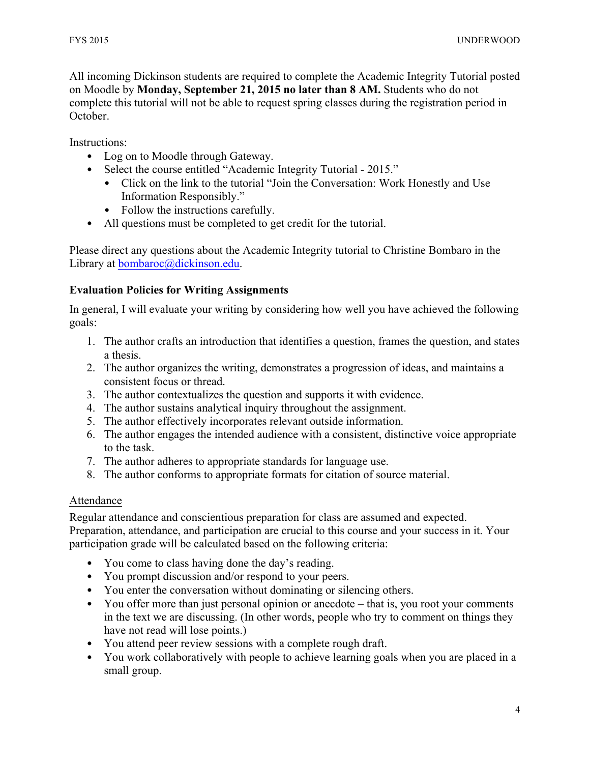All incoming Dickinson students are required to complete the Academic Integrity Tutorial posted on Moodle by **Monday, September 21, 2015 no later than 8 AM.** Students who do not complete this tutorial will not be able to request spring classes during the registration period in October.

Instructions:

- Log on to Moodle through Gateway.
- Select the course entitled "Academic Integrity Tutorial - 2015."
  - Click on the link to the tutorial "Join the Conversation: Work Honestly and Use Information Responsibly."
  - Follow the instructions carefully.
- All questions must be completed to get credit for the tutorial.

Please direct any questions about the Academic Integrity tutorial to Christine Bombaro in the Library at bombaroc@dickinson.edu.

### Evaluation Policies for Writing Assignments

In general, I will evaluate your writing by considering how well you have achieved the following goals:

1. The author crafts an introduction that identifies a question, frames the question, and states a thesis.
2. The author organizes the writing, demonstrates a progression of ideas, and maintains a consistent focus or thread.
3. The author contextualizes the question and supports it with evidence.
4. The author sustains analytical inquiry throughout the assignment.
5. The author effectively incorporates relevant outside information.
6. The author engages the intended audience with a consistent, distinctive voice appropriate to the task.
7. The author adheres to appropriate standards for language use.
8. The author conforms to appropriate formats for citation of source material.

<u>Attendance</u>

Regular attendance and conscientious preparation for class are assumed and expected. Preparation, attendance, and participation are crucial to this course and your success in it. Your participation grade will be calculated based on the following criteria:

- You come to class having done the day's reading.
- You prompt discussion and/or respond to your peers.
- You enter the conversation without dominating or silencing others.
- You offer more than just personal opinion or anecdote – that is, you root your comments in the text we are discussing. (In other words, people who try to comment on things they have not read will lose points.)
- You attend peer review sessions with a complete rough draft.
- You work collaboratively with people to achieve learning goals when you are placed in a small group.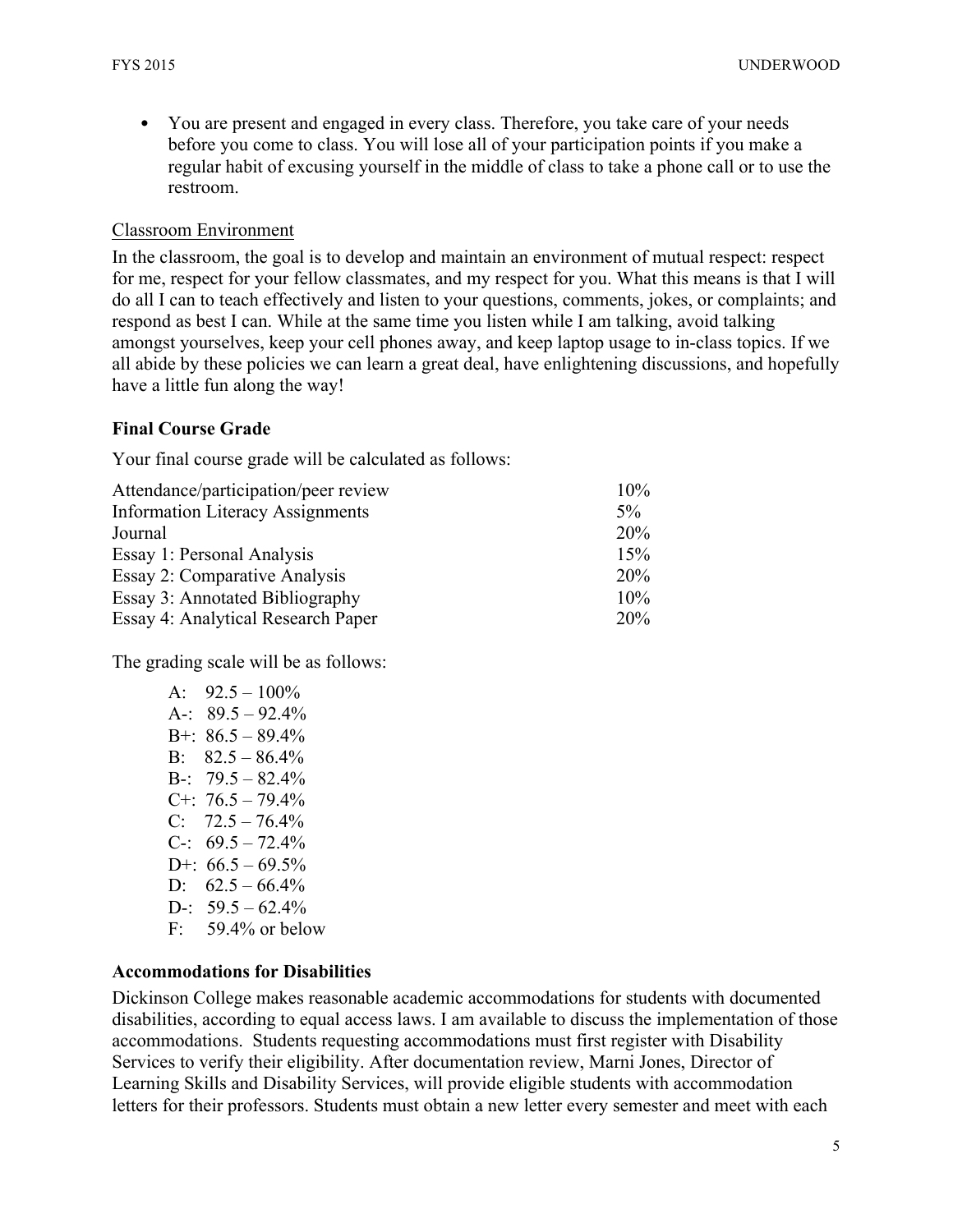- You are present and engaged in every class. Therefore, you take care of your needs before you come to class. You will lose all of your participation points if you make a regular habit of excusing yourself in the middle of class to take a phone call or to use the restroom.

Classroom Environment

In the classroom, the goal is to develop and maintain an environment of mutual respect: respect for me, respect for your fellow classmates, and my respect for you. What this means is that I will do all I can to teach effectively and listen to your questions, comments, jokes, or complaints; and respond as best I can. While at the same time you listen while I am talking, avoid talking amongst yourselves, keep your cell phones away, and keep laptop usage to in-class topics. If we all abide by these policies we can learn a great deal, have enlightening discussions, and hopefully have a little fun along the way!

### Final Course Grade

Your final course grade will be calculated as follows:

| | |
|---|---|
| Attendance/participation/peer review | 10% |
| Information Literacy Assignments | 5% |
| Journal | 20% |
| Essay 1: Personal Analysis | 15% |
| Essay 2: Comparative Analysis | 20% |
| Essay 3: Annotated Bibliography | 10% |
| Essay 4: Analytical Research Paper | 20% |

The grading scale will be as follows:

- A: 92.5 – 100%
- A-: 89.5 – 92.4%
- B+: 86.5 – 89.4%
- B: 82.5 – 86.4%
- B-: 79.5 – 82.4%
- C+: 76.5 – 79.4%
- C: 72.5 – 76.4%
- C-: 69.5 – 72.4%
- D+: 66.5 – 69.5%
- D: 62.5 – 66.4%
- D-: 59.5 – 62.4%
- F: 59.4% or below

### Accommodations for Disabilities

Dickinson College makes reasonable academic accommodations for students with documented disabilities, according to equal access laws. I am available to discuss the implementation of those accommodations. Students requesting accommodations must first register with Disability Services to verify their eligibility. After documentation review, Marni Jones, Director of Learning Skills and Disability Services, will provide eligible students with accommodation letters for their professors. Students must obtain a new letter every semester and meet with each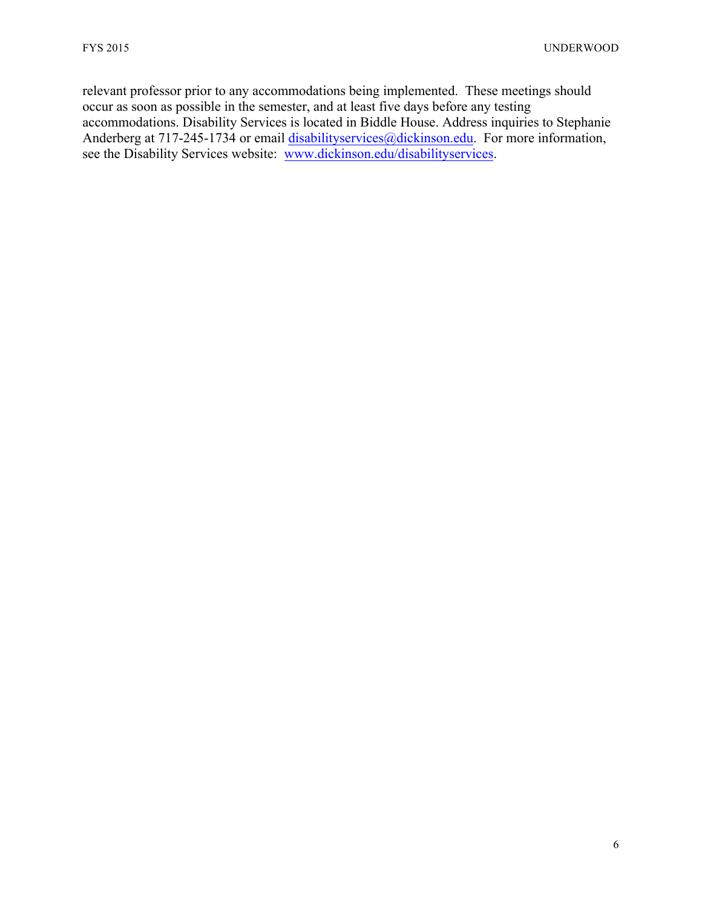relevant professor prior to any accommodations being implemented. These meetings should occur as soon as possible in the semester, and at least five days before any testing accommodations. Disability Services is located in Biddle House. Address inquiries to Stephanie Anderberg at 717-245-1734 or email disabilityservices@dickinson.edu. For more information, see the Disability Services website: www.dickinson.edu/disabilityservices.